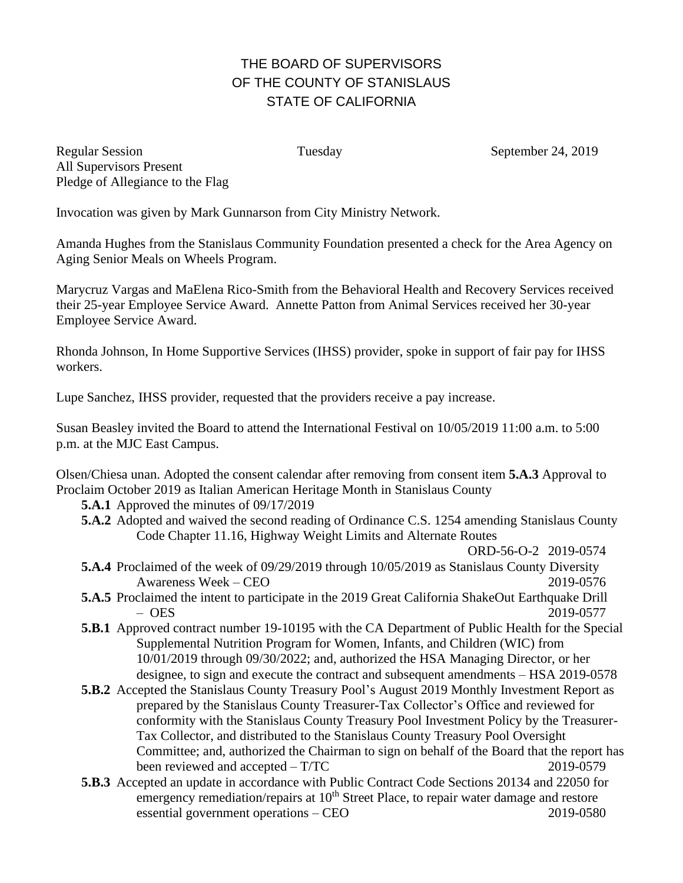# THE BOARD OF SUPERVISORS
# OF THE COUNTY OF STANISLAUS
# STATE OF CALIFORNIA

Regular Session Tuesday September 24, 2019
All Supervisors Present
Pledge of Allegiance to the Flag

Invocation was given by Mark Gunnarson from City Ministry Network.

Amanda Hughes from the Stanislaus Community Foundation presented a check for the Area Agency on Aging Senior Meals on Wheels Program.

Marycruz Vargas and MaElena Rico-Smith from the Behavioral Health and Recovery Services received their 25-year Employee Service Award. Annette Patton from Animal Services received her 30-year Employee Service Award.

Rhonda Johnson, In Home Supportive Services (IHSS) provider, spoke in support of fair pay for IHSS workers.

Lupe Sanchez, IHSS provider, requested that the providers receive a pay increase.

Susan Beasley invited the Board to attend the International Festival on 10/05/2019 11:00 a.m. to 5:00 p.m. at the MJC East Campus.

Olsen/Chiesa unan. Adopted the consent calendar after removing from consent item **5.A.3** Approval to Proclaim October 2019 as Italian American Heritage Month in Stanislaus County

- **5.A.1** Approved the minutes of 09/17/2019
- **5.A.2** Adopted and waived the second reading of Ordinance C.S. 1254 amending Stanislaus County Code Chapter 11.16, Highway Weight Limits and Alternate Routes ORD-56-O-2 2019-0574
- **5.A.4** Proclaimed of the week of 09/29/2019 through 10/05/2019 as Stanislaus County Diversity Awareness Week – CEO 2019-0576
- **5.A.5** Proclaimed the intent to participate in the 2019 Great California ShakeOut Earthquake Drill – OES 2019-0577
- **5.B.1** Approved contract number 19-10195 with the CA Department of Public Health for the Special Supplemental Nutrition Program for Women, Infants, and Children (WIC) from 10/01/2019 through 09/30/2022; and, authorized the HSA Managing Director, or her designee, to sign and execute the contract and subsequent amendments – HSA 2019-0578
- **5.B.2** Accepted the Stanislaus County Treasury Pool's August 2019 Monthly Investment Report as prepared by the Stanislaus County Treasurer-Tax Collector's Office and reviewed for conformity with the Stanislaus County Treasury Pool Investment Policy by the Treasurer-Tax Collector, and distributed to the Stanislaus County Treasury Pool Oversight Committee; and, authorized the Chairman to sign on behalf of the Board that the report has been reviewed and accepted – T/TC 2019-0579
- **5.B.3** Accepted an update in accordance with Public Contract Code Sections 20134 and 22050 for emergency remediation/repairs at 10th Street Place, to repair water damage and restore essential government operations – CEO 2019-0580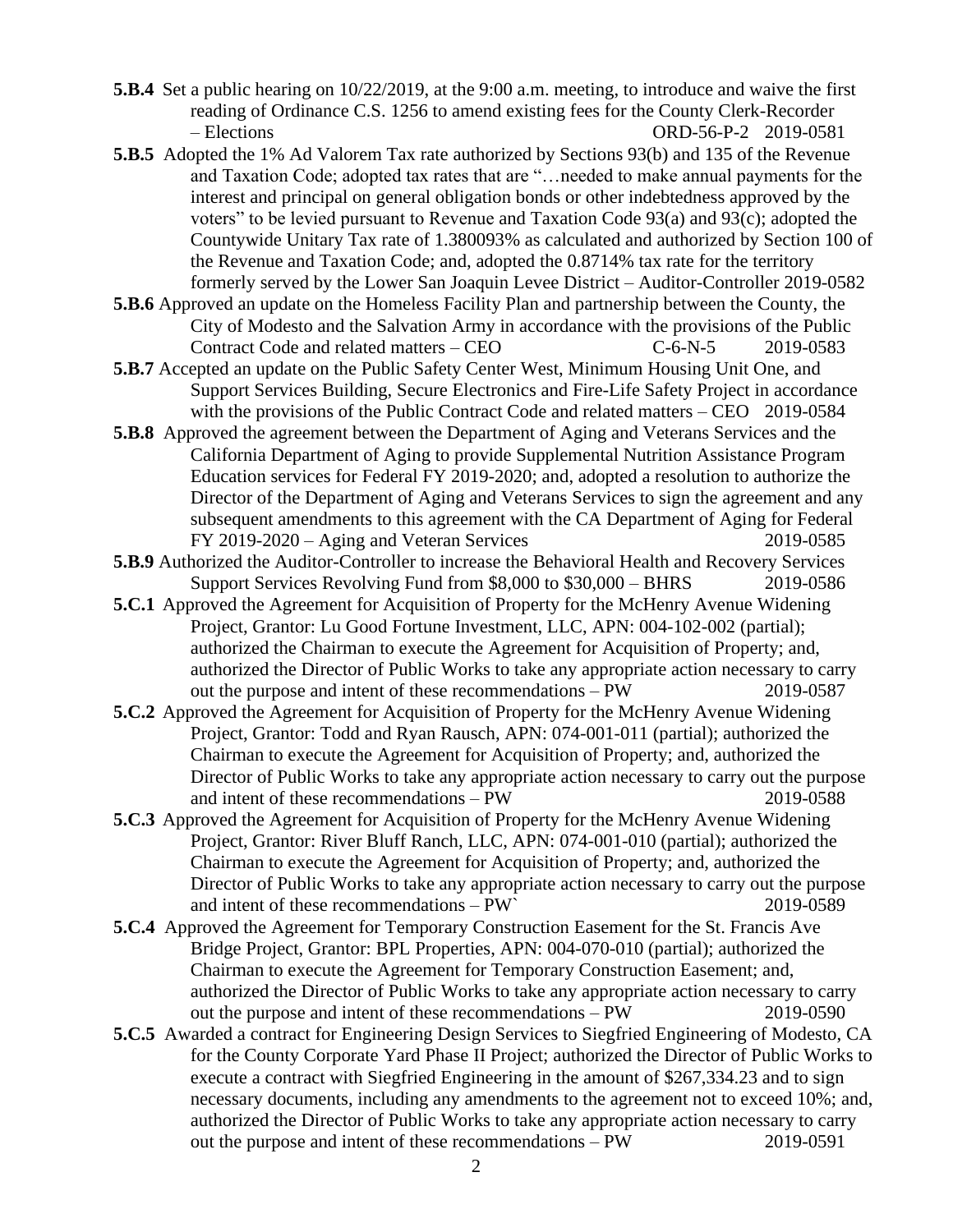**5.B.4** Set a public hearing on 10/22/2019, at the 9:00 a.m. meeting, to introduce and waive the first reading of Ordinance C.S. 1256 to amend existing fees for the County Clerk-Recorder – Elections ORD-56-P-2 2019-0581

**5.B.5** Adopted the 1% Ad Valorem Tax rate authorized by Sections 93(b) and 135 of the Revenue and Taxation Code; adopted tax rates that are "…needed to make annual payments for the interest and principal on general obligation bonds or other indebtedness approved by the voters" to be levied pursuant to Revenue and Taxation Code 93(a) and 93(c); adopted the Countywide Unitary Tax rate of 1.380093% as calculated and authorized by Section 100 of the Revenue and Taxation Code; and, adopted the 0.8714% tax rate for the territory formerly served by the Lower San Joaquin Levee District – Auditor-Controller 2019-0582

**5.B.6** Approved an update on the Homeless Facility Plan and partnership between the County, the City of Modesto and the Salvation Army in accordance with the provisions of the Public Contract Code and related matters – CEO C-6-N-5 2019-0583

**5.B.7** Accepted an update on the Public Safety Center West, Minimum Housing Unit One, and Support Services Building, Secure Electronics and Fire-Life Safety Project in accordance with the provisions of the Public Contract Code and related matters – CEO 2019-0584

**5.B.8** Approved the agreement between the Department of Aging and Veterans Services and the California Department of Aging to provide Supplemental Nutrition Assistance Program Education services for Federal FY 2019-2020; and, adopted a resolution to authorize the Director of the Department of Aging and Veterans Services to sign the agreement and any subsequent amendments to this agreement with the CA Department of Aging for Federal FY 2019-2020 – Aging and Veteran Services 2019-0585

**5.B.9** Authorized the Auditor-Controller to increase the Behavioral Health and Recovery Services Support Services Revolving Fund from $8,000 to $30,000 – BHRS 2019-0586

**5.C.1** Approved the Agreement for Acquisition of Property for the McHenry Avenue Widening Project, Grantor: Lu Good Fortune Investment, LLC, APN: 004-102-002 (partial); authorized the Chairman to execute the Agreement for Acquisition of Property; and, authorized the Director of Public Works to take any appropriate action necessary to carry out the purpose and intent of these recommendations – PW 2019-0587

**5.C.2** Approved the Agreement for Acquisition of Property for the McHenry Avenue Widening Project, Grantor: Todd and Ryan Rausch, APN: 074-001-011 (partial); authorized the Chairman to execute the Agreement for Acquisition of Property; and, authorized the Director of Public Works to take any appropriate action necessary to carry out the purpose and intent of these recommendations – PW 2019-0588

**5.C.3** Approved the Agreement for Acquisition of Property for the McHenry Avenue Widening Project, Grantor: River Bluff Ranch, LLC, APN: 074-001-010 (partial); authorized the Chairman to execute the Agreement for Acquisition of Property; and, authorized the Director of Public Works to take any appropriate action necessary to carry out the purpose and intent of these recommendations – PW` 2019-0589

**5.C.4** Approved the Agreement for Temporary Construction Easement for the St. Francis Ave Bridge Project, Grantor: BPL Properties, APN: 004-070-010 (partial); authorized the Chairman to execute the Agreement for Temporary Construction Easement; and, authorized the Director of Public Works to take any appropriate action necessary to carry out the purpose and intent of these recommendations – PW 2019-0590

**5.C.5** Awarded a contract for Engineering Design Services to Siegfried Engineering of Modesto, CA for the County Corporate Yard Phase II Project; authorized the Director of Public Works to execute a contract with Siegfried Engineering in the amount of $267,334.23 and to sign necessary documents, including any amendments to the agreement not to exceed 10%; and, authorized the Director of Public Works to take any appropriate action necessary to carry out the purpose and intent of these recommendations – PW 2019-0591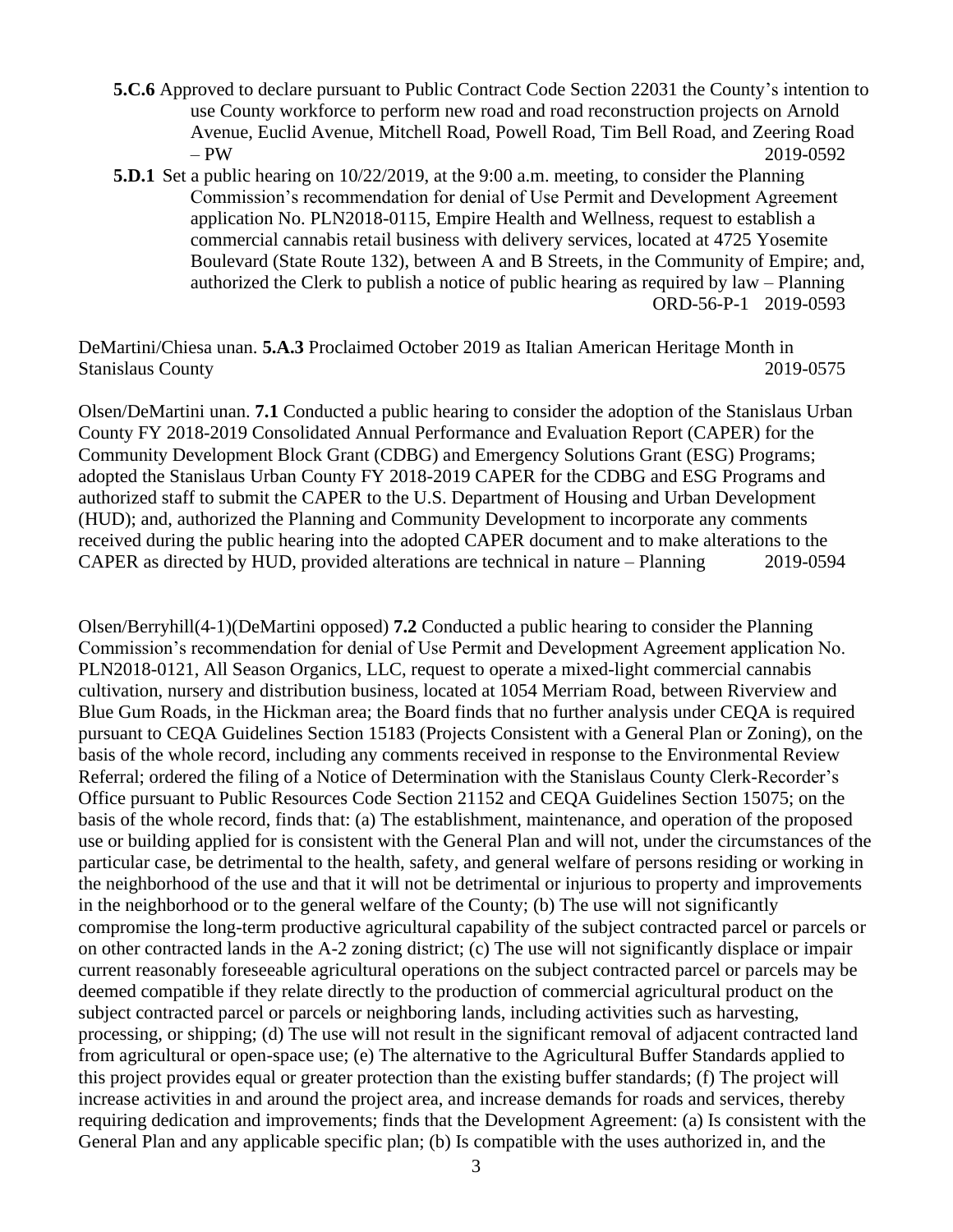**5.C.6** Approved to declare pursuant to Public Contract Code Section 22031 the County's intention to use County workforce to perform new road and road reconstruction projects on Arnold Avenue, Euclid Avenue, Mitchell Road, Powell Road, Tim Bell Road, and Zeering Road – PW 2019-0592

**5.D.1** Set a public hearing on 10/22/2019, at the 9:00 a.m. meeting, to consider the Planning Commission's recommendation for denial of Use Permit and Development Agreement application No. PLN2018-0115, Empire Health and Wellness, request to establish a commercial cannabis retail business with delivery services, located at 4725 Yosemite Boulevard (State Route 132), between A and B Streets, in the Community of Empire; and, authorized the Clerk to publish a notice of public hearing as required by law – Planning ORD-56-P-1 2019-0593

DeMartini/Chiesa unan. **5.A.3** Proclaimed October 2019 as Italian American Heritage Month in Stanislaus County 2019-0575

Olsen/DeMartini unan. **7.1** Conducted a public hearing to consider the adoption of the Stanislaus Urban County FY 2018-2019 Consolidated Annual Performance and Evaluation Report (CAPER) for the Community Development Block Grant (CDBG) and Emergency Solutions Grant (ESG) Programs; adopted the Stanislaus Urban County FY 2018-2019 CAPER for the CDBG and ESG Programs and authorized staff to submit the CAPER to the U.S. Department of Housing and Urban Development (HUD); and, authorized the Planning and Community Development to incorporate any comments received during the public hearing into the adopted CAPER document and to make alterations to the CAPER as directed by HUD, provided alterations are technical in nature – Planning 2019-0594

Olsen/Berryhill(4-1)(DeMartini opposed) **7.2** Conducted a public hearing to consider the Planning Commission's recommendation for denial of Use Permit and Development Agreement application No. PLN2018-0121, All Season Organics, LLC, request to operate a mixed-light commercial cannabis cultivation, nursery and distribution business, located at 1054 Merriam Road, between Riverview and Blue Gum Roads, in the Hickman area; the Board finds that no further analysis under CEQA is required pursuant to CEQA Guidelines Section 15183 (Projects Consistent with a General Plan or Zoning), on the basis of the whole record, including any comments received in response to the Environmental Review Referral; ordered the filing of a Notice of Determination with the Stanislaus County Clerk-Recorder's Office pursuant to Public Resources Code Section 21152 and CEQA Guidelines Section 15075; on the basis of the whole record, finds that: (a) The establishment, maintenance, and operation of the proposed use or building applied for is consistent with the General Plan and will not, under the circumstances of the particular case, be detrimental to the health, safety, and general welfare of persons residing or working in the neighborhood of the use and that it will not be detrimental or injurious to property and improvements in the neighborhood or to the general welfare of the County; (b) The use will not significantly compromise the long-term productive agricultural capability of the subject contracted parcel or parcels or on other contracted lands in the A-2 zoning district; (c) The use will not significantly displace or impair current reasonably foreseeable agricultural operations on the subject contracted parcel or parcels may be deemed compatible if they relate directly to the production of commercial agricultural product on the subject contracted parcel or parcels or neighboring lands, including activities such as harvesting, processing, or shipping; (d) The use will not result in the significant removal of adjacent contracted land from agricultural or open-space use; (e) The alternative to the Agricultural Buffer Standards applied to this project provides equal or greater protection than the existing buffer standards; (f) The project will increase activities in and around the project area, and increase demands for roads and services, thereby requiring dedication and improvements; finds that the Development Agreement: (a) Is consistent with the General Plan and any applicable specific plan; (b) Is compatible with the uses authorized in, and the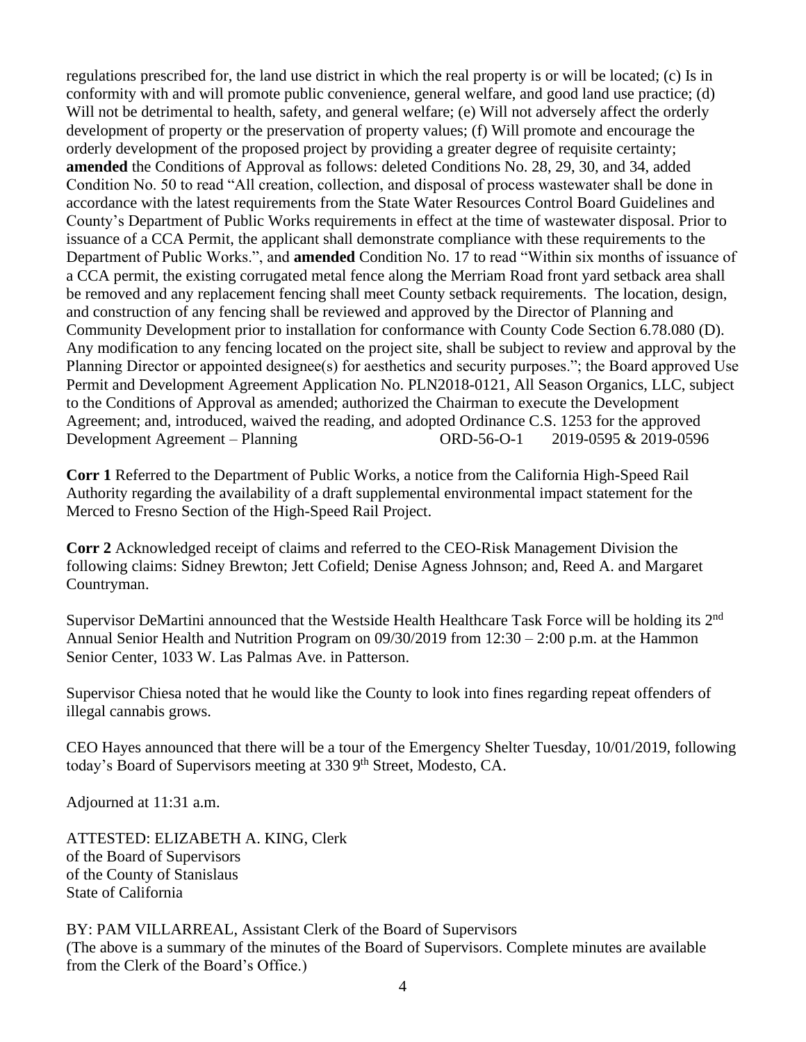regulations prescribed for, the land use district in which the real property is or will be located; (c) Is in conformity with and will promote public convenience, general welfare, and good land use practice; (d) Will not be detrimental to health, safety, and general welfare; (e) Will not adversely affect the orderly development of property or the preservation of property values; (f) Will promote and encourage the orderly development of the proposed project by providing a greater degree of requisite certainty; **amended** the Conditions of Approval as follows: deleted Conditions No. 28, 29, 30, and 34, added Condition No. 50 to read "All creation, collection, and disposal of process wastewater shall be done in accordance with the latest requirements from the State Water Resources Control Board Guidelines and County's Department of Public Works requirements in effect at the time of wastewater disposal. Prior to issuance of a CCA Permit, the applicant shall demonstrate compliance with these requirements to the Department of Public Works.", and **amended** Condition No. 17 to read "Within six months of issuance of a CCA permit, the existing corrugated metal fence along the Merriam Road front yard setback area shall be removed and any replacement fencing shall meet County setback requirements. The location, design, and construction of any fencing shall be reviewed and approved by the Director of Planning and Community Development prior to installation for conformance with County Code Section 6.78.080 (D). Any modification to any fencing located on the project site, shall be subject to review and approval by the Planning Director or appointed designee(s) for aesthetics and security purposes."; the Board approved Use Permit and Development Agreement Application No. PLN2018-0121, All Season Organics, LLC, subject to the Conditions of Approval as amended; authorized the Chairman to execute the Development Agreement; and, introduced, waived the reading, and adopted Ordinance C.S. 1253 for the approved Development Agreement – Planning ORD-56-O-1 2019-0595 & 2019-0596

**Corr 1** Referred to the Department of Public Works, a notice from the California High-Speed Rail Authority regarding the availability of a draft supplemental environmental impact statement for the Merced to Fresno Section of the High-Speed Rail Project.

**Corr 2** Acknowledged receipt of claims and referred to the CEO-Risk Management Division the following claims: Sidney Brewton; Jett Cofield; Denise Agness Johnson; and, Reed A. and Margaret Countryman.

Supervisor DeMartini announced that the Westside Health Healthcare Task Force will be holding its 2nd Annual Senior Health and Nutrition Program on 09/30/2019 from 12:30 – 2:00 p.m. at the Hammon Senior Center, 1033 W. Las Palmas Ave. in Patterson.

Supervisor Chiesa noted that he would like the County to look into fines regarding repeat offenders of illegal cannabis grows.

CEO Hayes announced that there will be a tour of the Emergency Shelter Tuesday, 10/01/2019, following today's Board of Supervisors meeting at 330 9th Street, Modesto, CA.

Adjourned at 11:31 a.m.

ATTESTED: ELIZABETH A. KING, Clerk
of the Board of Supervisors
of the County of Stanislaus
State of California

BY: PAM VILLARREAL, Assistant Clerk of the Board of Supervisors
(The above is a summary of the minutes of the Board of Supervisors. Complete minutes are available from the Clerk of the Board's Office.)